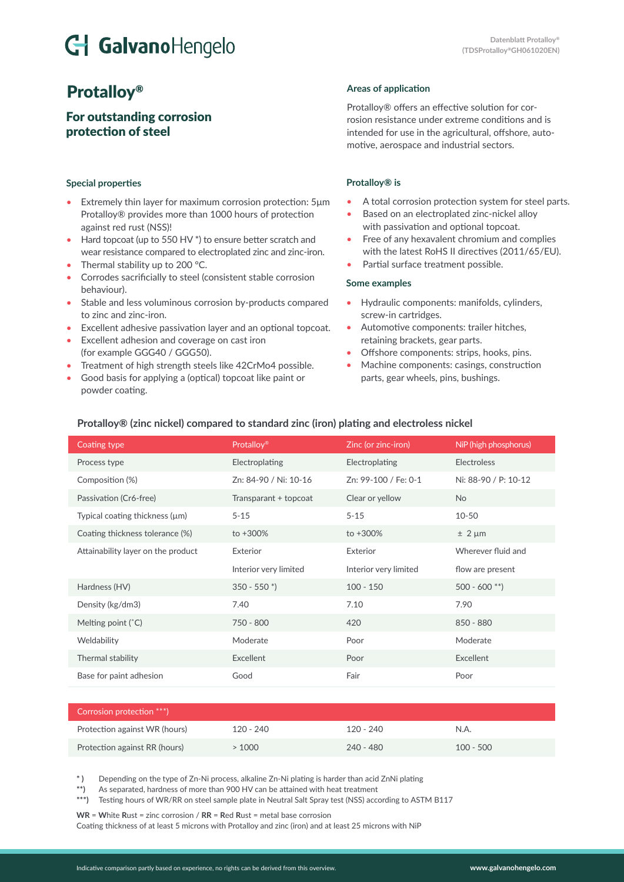# Protalloy®

## For outstanding corrosion protection of steel

### Areas of application

Protalloy® offers an effective solution for corrosion resistance under extreme conditions and is intended for use in the agricultural, offshore, automotive, aerospace and industrial sectors.

### Special properties

- Extremely thin layer for maximum corrosion protection: 5µm Protalloy® provides more than 1000 hours of protection against red rust (NSS)!
- Hard topcoat (up to 550 HV *) to ensure better scratch and wear resistance compared to electroplated zinc and zinc-iron.
- Thermal stability up to 200 °C.
- Corrodes sacrificially to steel (consistent stable corrosion behaviour).
- Stable and less voluminous corrosion by-products compared to zinc and zinc-iron.
- Excellent adhesive passivation layer and an optional topcoat.
- Excellent adhesion and coverage on cast iron (for example GGG40 / GGG50).
- Treatment of high strength steels like 42CrMo4 possible.
- Good basis for applying a (optical) topcoat like paint or powder coating.

### Protalloy® is

- A total corrosion protection system for steel parts.
- Based on an electroplated zinc-nickel alloy with passivation and optional topcoat.
- Free of any hexavalent chromium and complies with the latest RoHS II directives (2011/65/EU).
- Partial surface treatment possible.

### Some examples

- Hydraulic components: manifolds, cylinders, screw-in cartridges.
- Automotive components: trailer hitches, retaining brackets, gear parts.
- Offshore components: strips, hooks, pins.
- Machine components: casings, construction parts, gear wheels, pins, bushings.

### Protalloy® (zinc nickel) compared to standard zinc (iron) plating and electroless nickel

| Coating type | Protalloy® | Zinc (or zinc-iron) | NiP (high phosphorus) |
|---|---|---|---|
| Process type | Electroplating | Electroplating | Electroless |
| Composition (%) | Zn: 84-90 / Ni: 10-16 | Zn: 99-100 / Fe: 0-1 | Ni: 88-90 / P: 10-12 |
| Passivation (Cr6-free) | Transparant + topcoat | Clear or yellow | No |
| Typical coating thickness (µm) | 5-15 | 5-15 | 10-50 |
| Coating thickness tolerance (%) | to +300% | to +300% | ± 2 µm |
| Attainability layer on the product | Exterior<br>Interior very limited | Exterior<br>Interior very limited | Wherever fluid and flow are present |
| Hardness (HV) | 350 - 550 *) | 100 - 150 | 500 - 600 **) |
| Density (kg/dm3) | 7.40 | 7.10 | 7.90 |
| Melting point (˚C) | 750 - 800 | 420 | 850 - 880 |
| Weldability | Moderate | Poor | Moderate |
| Thermal stability | Excellent | Poor | Excellent |
| Base for paint adhesion | Good | Fair | Poor |

| Corrosion protection ***) | | | |
|---|---|---|---|
| Protection against WR (hours) | 120 - 240 | 120 - 240 | N.A. |
| Protection against RR (hours) | > 1000 | 240 - 480 | 100 - 500 |

*) Depending on the type of Zn-Ni process, alkaline Zn-Ni plating is harder than acid ZnNi plating
**) As separated, hardness of more than 900 HV can be attained with heat treatment
***) Testing hours of WR/RR on steel sample plate in Neutral Salt Spray test (NSS) according to ASTM B117

**WR** = **W**hite **R**ust = zinc corrosion / **RR** = **R**ed **R**ust = metal base corrosion
Coating thickness of at least 5 microns with Protalloy and zinc (iron) and at least 25 microns with NiP

Indicative comparison partly based on experience, no rights can be derived from this overview.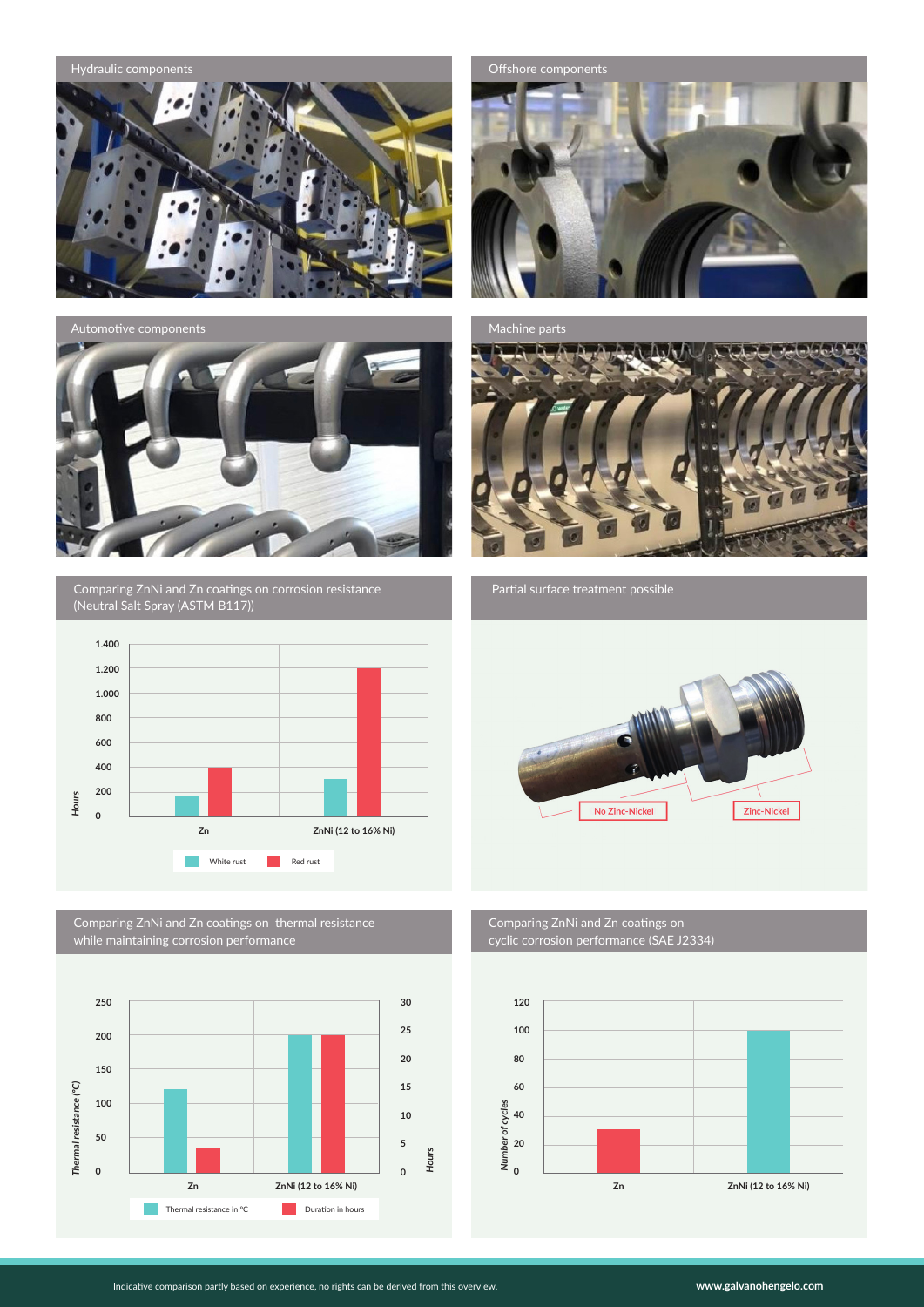## Hydraulic components

## Offshore components

## Automotive components

## Machine parts

## Comparing ZnNi and Zn coatings on corrosion resistance (Neutral Salt Spray (ASTM B117))

1.400
1.200
1.000
800
600
400
200
0
Hours

Zn
ZnNi (12 to 16% Ni)

White rust
Red rust

## Partial surface treatment possible

No Zinc-Nickel
Zinc-Nickel

## Comparing ZnNi and Zn coatings on thermal resistance while maintaining corrosion performance

Thermal resistance (°C)
250
200
150
100
50
0

Hours
30
25
20
15
10
5
0

Zn
ZnNi (12 to 16% Ni)

Thermal resistance in °C
Duration in hours

## Comparing ZnNi and Zn coatings on cyclic corrosion performance (SAE J2334)

Number of cycles
120
100
80
60
40
20
0

Zn
ZnNi (12 to 16% Ni)

Indicative comparison partly based on experience, no rights can be derived from this overview.

www.galvanohengelo.com